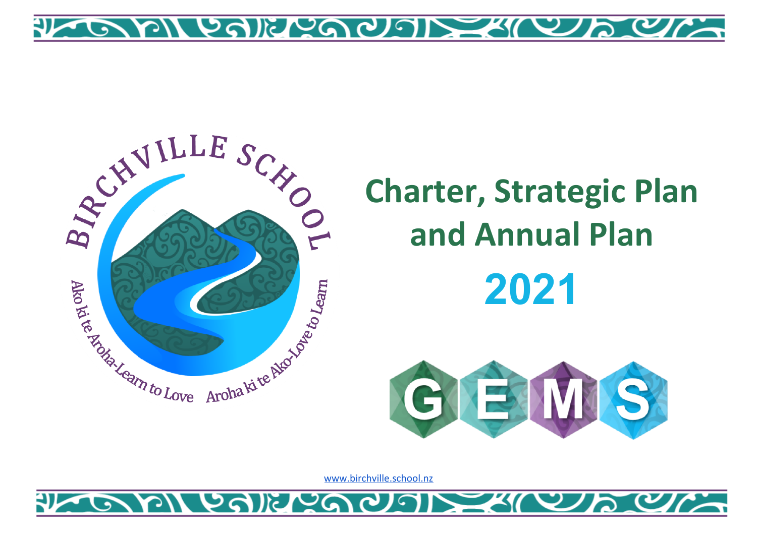BIRCHVILLE SCHOOL

Ako ki te Aroha-Learn to Love Aroha ki te Ako-Love to Learn

# Charter, Strategic Plan and Annual Plan

# 2021

GEMS

www.birchville.school.nz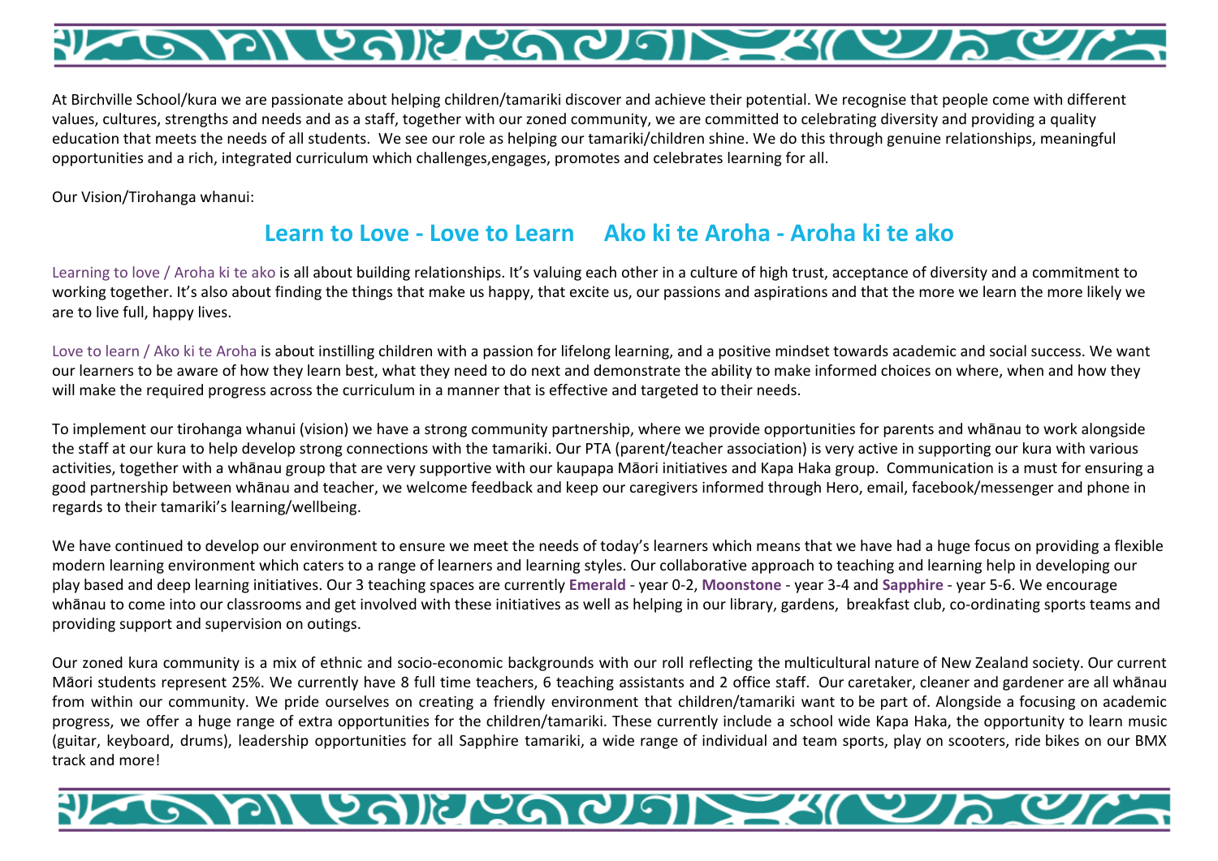At Birchville School/kura we are passionate about helping children/tamariki discover and achieve their potential. We recognise that people come with different values, cultures, strengths and needs and as a staff, together with our zoned community, we are committed to celebrating diversity and providing a quality education that meets the needs of all students. We see our role as helping our tamariki/children shine. We do this through genuine relationships, meaningful opportunities and a rich, integrated curriculum which challenges,engages, promotes and celebrates learning for all.

Our Vision/Tirohanga whanui:

## Learn to Love - Love to Learn     Ako ki te Aroha - Aroha ki te ako

Learning to love / Aroha ki te ako is all about building relationships. It's valuing each other in a culture of high trust, acceptance of diversity and a commitment to working together. It's also about finding the things that make us happy, that excite us, our passions and aspirations and that the more we learn the more likely we are to live full, happy lives.

Love to learn / Ako ki te Aroha is about instilling children with a passion for lifelong learning, and a positive mindset towards academic and social success. We want our learners to be aware of how they learn best, what they need to do next and demonstrate the ability to make informed choices on where, when and how they will make the required progress across the curriculum in a manner that is effective and targeted to their needs.

To implement our tirohanga whanui (vision) we have a strong community partnership, where we provide opportunities for parents and whānau to work alongside the staff at our kura to help develop strong connections with the tamariki. Our PTA (parent/teacher association) is very active in supporting our kura with various activities, together with a whānau group that are very supportive with our kaupapa Māori initiatives and Kapa Haka group. Communication is a must for ensuring a good partnership between whānau and teacher, we welcome feedback and keep our caregivers informed through Hero, email, facebook/messenger and phone in regards to their tamariki's learning/wellbeing.

We have continued to develop our environment to ensure we meet the needs of today's learners which means that we have had a huge focus on providing a flexible modern learning environment which caters to a range of learners and learning styles. Our collaborative approach to teaching and learning help in developing our play based and deep learning initiatives. Our 3 teaching spaces are currently **Emerald** - year 0-2, **Moonstone** - year 3-4 and **Sapphire** - year 5-6. We encourage whānau to come into our classrooms and get involved with these initiatives as well as helping in our library, gardens, breakfast club, co-ordinating sports teams and providing support and supervision on outings.

Our zoned kura community is a mix of ethnic and socio-economic backgrounds with our roll reflecting the multicultural nature of New Zealand society. Our current Māori students represent 25%. We currently have 8 full time teachers, 6 teaching assistants and 2 office staff. Our caretaker, cleaner and gardener are all whānau from within our community. We pride ourselves on creating a friendly environment that children/tamariki want to be part of. Alongside a focusing on academic progress, we offer a huge range of extra opportunities for the children/tamariki. These currently include a school wide Kapa Haka, the opportunity to learn music (guitar, keyboard, drums), leadership opportunities for all Sapphire tamariki, a wide range of individual and team sports, play on scooters, ride bikes on our BMX track and more!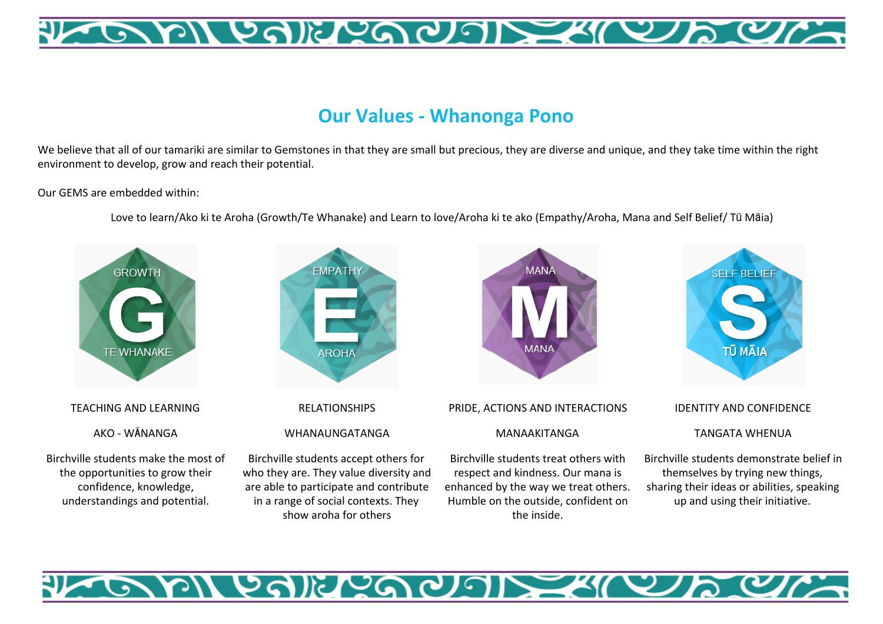## Our Values - Whanonga Pono

We believe that all of our tamariki are similar to Gemstones in that they are small but precious, they are diverse and unique, and they take time within the right environment to develop, grow and reach their potential.

Our GEMS are embedded within:

Love to learn/Ako ki te Aroha (Growth/Te Whanake) and Learn to love/Aroha ki te ako (Empathy/Aroha, Mana and Self Belief/ Tū Māia)

GROWTH
G
TE WHANAKE

TEACHING AND LEARNING

AKO - WĀNANGA

Birchville students make the most of the opportunities to grow their confidence, knowledge, understandings and potential.

EMPATHY
E
AROHA

RELATIONSHIPS

WHANAUNGATANGA

Birchville students accept others for who they are. They value diversity and are able to participate and contribute in a range of social contexts. They show aroha for others

MANA
M
MANA

PRIDE, ACTIONS AND INTERACTIONS

MANAAKITANGA

Birchville students treat others with respect and kindness. Our mana is enhanced by the way we treat others. Humble on the outside, confident on the inside.

SELF BELIEF
S
TŪ MĀIA

IDENTITY AND CONFIDENCE

TANGATA WHENUA

Birchville students demonstrate belief in themselves by trying new things, sharing their ideas or abilities, speaking up and using their initiative.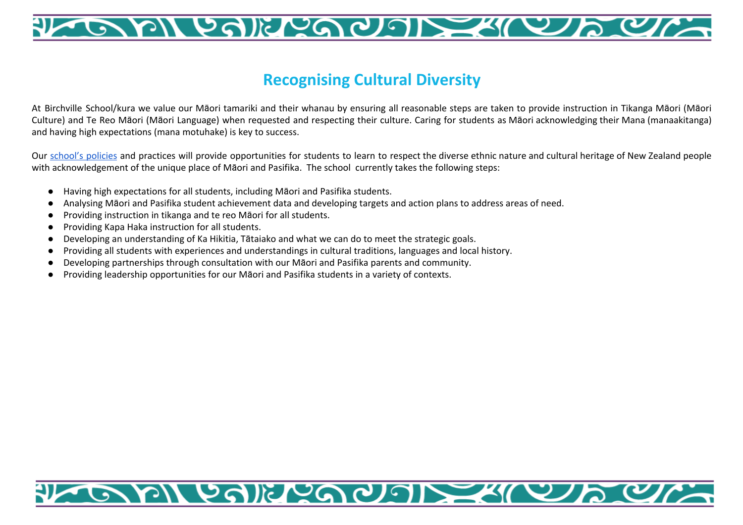# Recognising Cultural Diversity

At Birchville School/kura we value our Māori tamariki and their whanau by ensuring all reasonable steps are taken to provide instruction in Tikanga Māori (Māori Culture) and Te Reo Māori (Māori Language) when requested and respecting their culture. Caring for students as Māori acknowledging their Mana (manaakitanga) and having high expectations (mana motuhake) is key to success.

Our [school's policies](#) and practices will provide opportunities for students to learn to respect the diverse ethnic nature and cultural heritage of New Zealand people with acknowledgement of the unique place of Māori and Pasifika. The school currently takes the following steps:

- Having high expectations for all students, including Māori and Pasifika students.
- Analysing Māori and Pasifika student achievement data and developing targets and action plans to address areas of need.
- Providing instruction in tikanga and te reo Māori for all students.
- Providing Kapa Haka instruction for all students.
- Developing an understanding of Ka Hikitia, Tātaiako and what we can do to meet the strategic goals.
- Providing all students with experiences and understandings in cultural traditions, languages and local history.
- Developing partnerships through consultation with our Māori and Pasifika parents and community.
- Providing leadership opportunities for our Māori and Pasifika students in a variety of contexts.